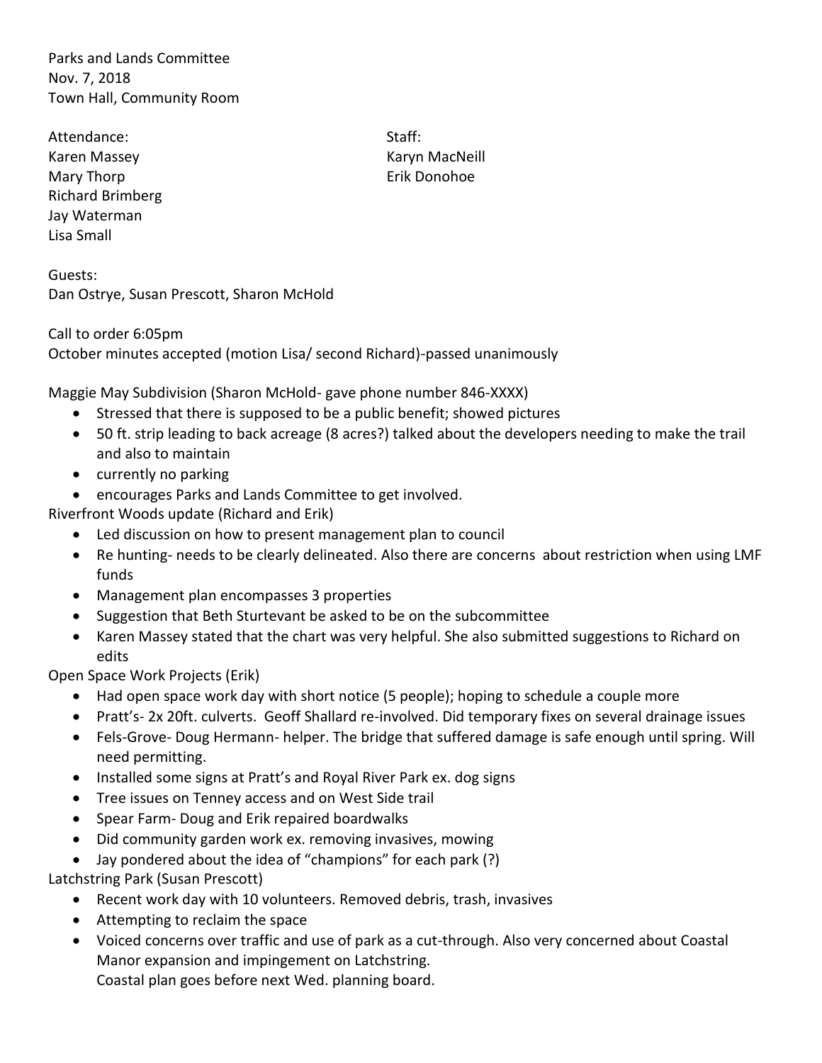Parks and Lands Committee
Nov. 7, 2018
Town Hall, Community Room

Attendance:
Karen Massey
Mary Thorp
Richard Brimberg
Jay Waterman
Lisa Small

Staff:
Karyn MacNeill
Erik Donohoe

Guests:
Dan Ostrye, Susan Prescott, Sharon McHold

Call to order 6:05pm
October minutes accepted (motion Lisa/ second Richard)-passed unanimously

Maggie May Subdivision (Sharon McHold- gave phone number 846-XXXX)

- Stressed that there is supposed to be a public benefit; showed pictures
- 50 ft. strip leading to back acreage (8 acres?) talked about the developers needing to make the trail and also to maintain
- currently no parking
- encourages Parks and Lands Committee to get involved.

Riverfront Woods update (Richard and Erik)

- Led discussion on how to present management plan to council
- Re hunting- needs to be clearly delineated. Also there are concerns about restriction when using LMF funds
- Management plan encompasses 3 properties
- Suggestion that Beth Sturtevant be asked to be on the subcommittee
- Karen Massey stated that the chart was very helpful. She also submitted suggestions to Richard on edits

Open Space Work Projects (Erik)

- Had open space work day with short notice (5 people); hoping to schedule a couple more
- Pratt's- 2x 20ft. culverts. Geoff Shallard re-involved. Did temporary fixes on several drainage issues
- Fels-Grove- Doug Hermann- helper. The bridge that suffered damage is safe enough until spring. Will need permitting.
- Installed some signs at Pratt's and Royal River Park ex. dog signs
- Tree issues on Tenney access and on West Side trail
- Spear Farm- Doug and Erik repaired boardwalks
- Did community garden work ex. removing invasives, mowing
- Jay pondered about the idea of "champions" for each park (?)

Latchstring Park (Susan Prescott)

- Recent work day with 10 volunteers. Removed debris, trash, invasives
- Attempting to reclaim the space
- Voiced concerns over traffic and use of park as a cut-through. Also very concerned about Coastal Manor expansion and impingement on Latchstring.
  Coastal plan goes before next Wed. planning board.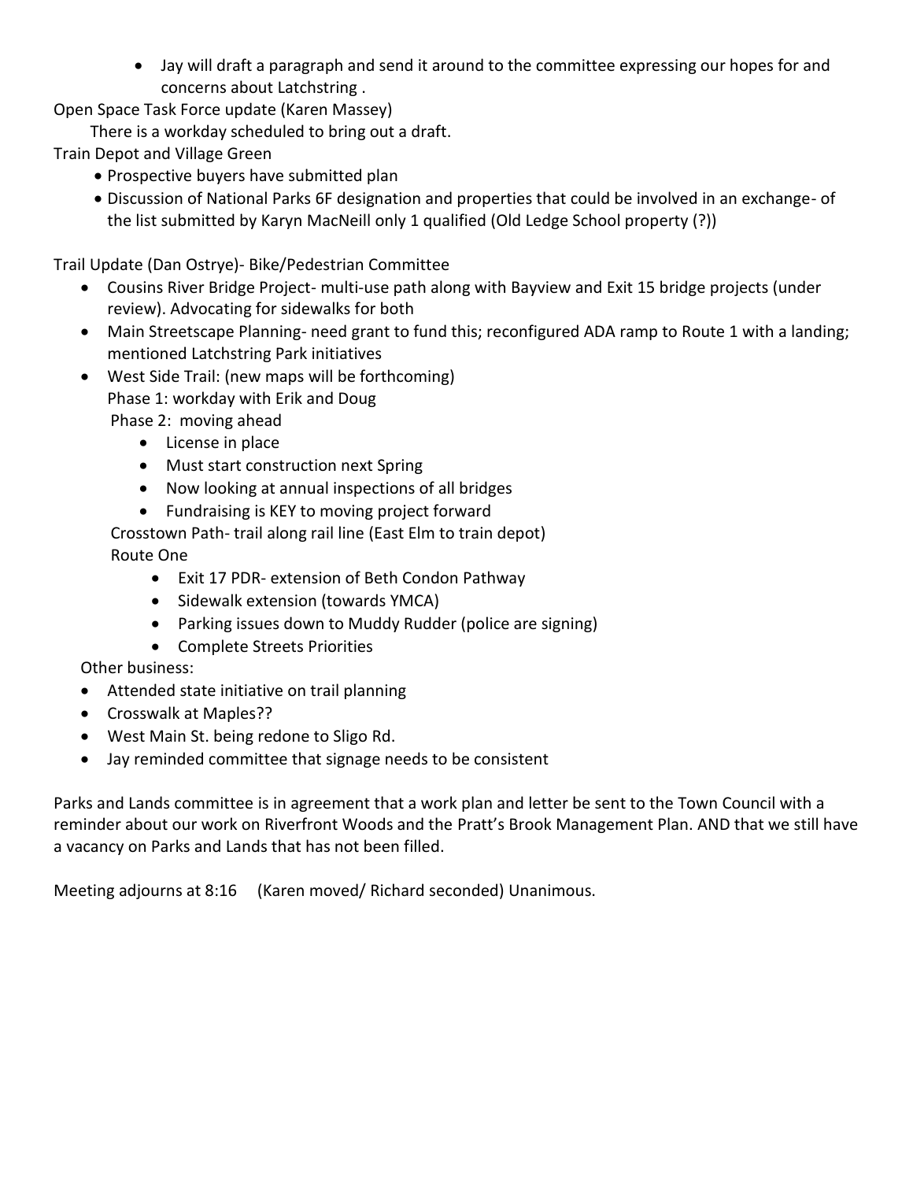- Jay will draft a paragraph and send it around to the committee expressing our hopes for and concerns about Latchstring .

Open Space Task Force update (Karen Massey)

There is a workday scheduled to bring out a draft.

Train Depot and Village Green

- Prospective buyers have submitted plan
- Discussion of National Parks 6F designation and properties that could be involved in an exchange- of the list submitted by Karyn MacNeill only 1 qualified (Old Ledge School property (?))

Trail Update (Dan Ostrye)- Bike/Pedestrian Committee

- Cousins River Bridge Project- multi-use path along with Bayview and Exit 15 bridge projects (under review). Advocating for sidewalks for both
- Main Streetscape Planning- need grant to fund this; reconfigured ADA ramp to Route 1 with a landing; mentioned Latchstring Park initiatives
- West Side Trail: (new maps will be forthcoming)
  Phase 1: workday with Erik and Doug
  Phase 2: moving ahead
    - License in place
    - Must start construction next Spring
    - Now looking at annual inspections of all bridges
    - Fundraising is KEY to moving project forward

  Crosstown Path- trail along rail line (East Elm to train depot)
  Route One
    - Exit 17 PDR- extension of Beth Condon Pathway
    - Sidewalk extension (towards YMCA)
    - Parking issues down to Muddy Rudder (police are signing)
    - Complete Streets Priorities

Other business:

- Attended state initiative on trail planning
- Crosswalk at Maples??
- West Main St. being redone to Sligo Rd.
- Jay reminded committee that signage needs to be consistent

Parks and Lands committee is in agreement that a work plan and letter be sent to the Town Council with a reminder about our work on Riverfront Woods and the Pratt's Brook Management Plan. AND that we still have a vacancy on Parks and Lands that has not been filled.

Meeting adjourns at 8:16 (Karen moved/ Richard seconded) Unanimous.